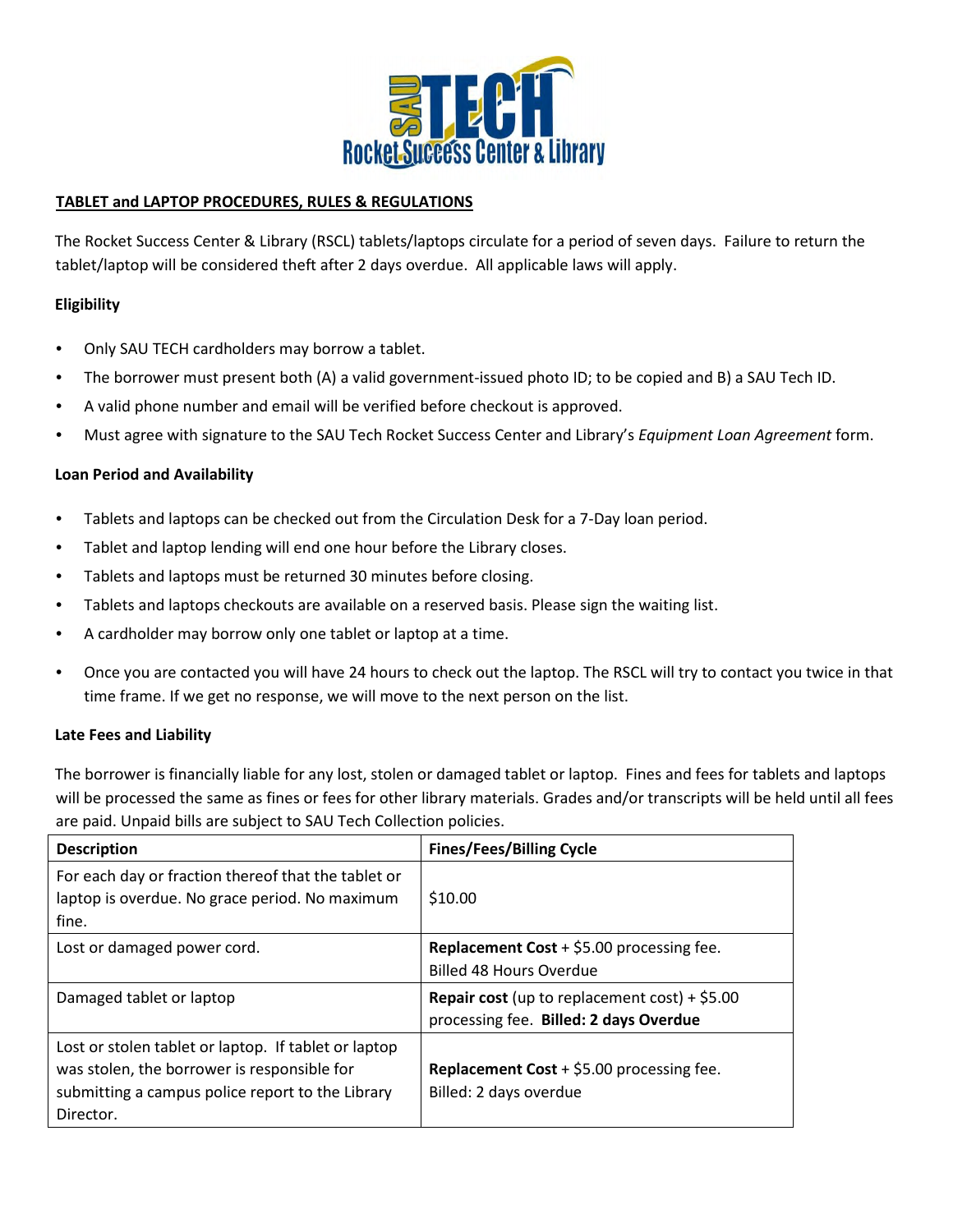**TABLET and LAPTOP PROCEDURES, RULES & REGULATIONS**

The Rocket Success Center & Library (RSCL) tablets/laptops circulate for a period of seven days. Failure to return the tablet/laptop will be considered theft after 2 days overdue. All applicable laws will apply.

**Eligibility**

- Only SAU TECH cardholders may borrow a tablet.
- The borrower must present both (A) a valid government-issued photo ID; to be copied and B) a SAU Tech ID.
- A valid phone number and email will be verified before checkout is approved.
- Must agree with signature to the SAU Tech Rocket Success Center and Library's *Equipment Loan Agreement* form.

**Loan Period and Availability**

- Tablets and laptops can be checked out from the Circulation Desk for a 7-Day loan period.
- Tablet and laptop lending will end one hour before the Library closes.
- Tablets and laptops must be returned 30 minutes before closing.
- Tablets and laptops checkouts are available on a reserved basis. Please sign the waiting list.
- A cardholder may borrow only one tablet or laptop at a time.
- Once you are contacted you will have 24 hours to check out the laptop. The RSCL will try to contact you twice in that time frame. If we get no response, we will move to the next person on the list.

**Late Fees and Liability**

The borrower is financially liable for any lost, stolen or damaged tablet or laptop. Fines and fees for tablets and laptops will be processed the same as fines or fees for other library materials. Grades and/or transcripts will be held until all fees are paid. Unpaid bills are subject to SAU Tech Collection policies.

| Description | Fines/Fees/Billing Cycle |
|---|---|
| For each day or fraction thereof that the tablet or laptop is overdue. No grace period. No maximum fine. | $10.00 |
| Lost or damaged power cord. | **Replacement Cost** + $5.00 processing fee. Billed 48 Hours Overdue |
| Damaged tablet or laptop | **Repair cost** (up to replacement cost) + $5.00 processing fee. **Billed: 2 days Overdue** |
| Lost or stolen tablet or laptop. If tablet or laptop was stolen, the borrower is responsible for submitting a campus police report to the Library Director. | **Replacement Cost** + $5.00 processing fee. Billed: 2 days overdue |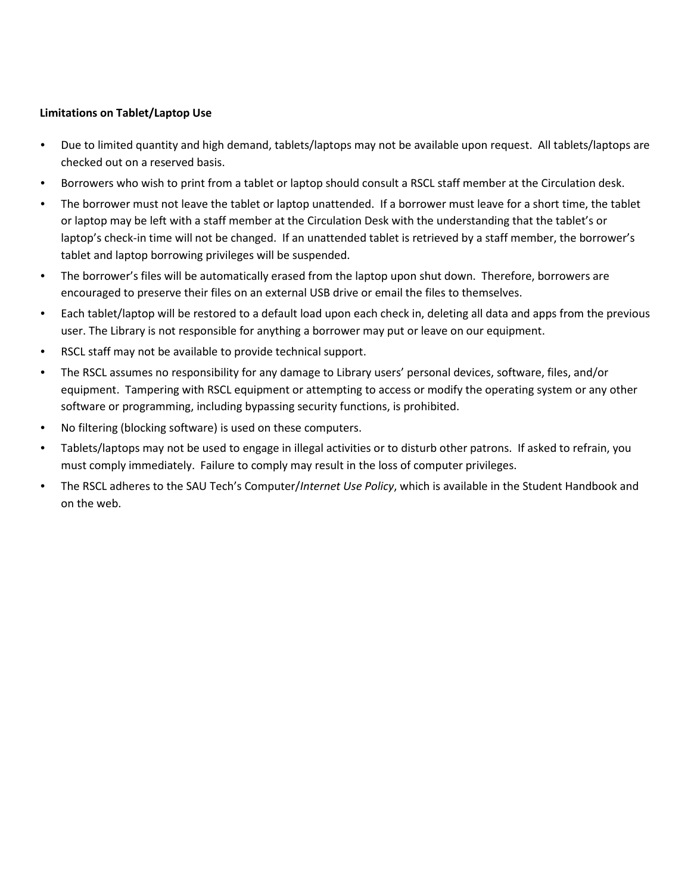**Limitations on Tablet/Laptop Use**

- Due to limited quantity and high demand, tablets/laptops may not be available upon request. All tablets/laptops are checked out on a reserved basis.
- Borrowers who wish to print from a tablet or laptop should consult a RSCL staff member at the Circulation desk.
- The borrower must not leave the tablet or laptop unattended. If a borrower must leave for a short time, the tablet or laptop may be left with a staff member at the Circulation Desk with the understanding that the tablet's or laptop's check-in time will not be changed. If an unattended tablet is retrieved by a staff member, the borrower's tablet and laptop borrowing privileges will be suspended.
- The borrower's files will be automatically erased from the laptop upon shut down. Therefore, borrowers are encouraged to preserve their files on an external USB drive or email the files to themselves.
- Each tablet/laptop will be restored to a default load upon each check in, deleting all data and apps from the previous user. The Library is not responsible for anything a borrower may put or leave on our equipment.
- RSCL staff may not be available to provide technical support.
- The RSCL assumes no responsibility for any damage to Library users' personal devices, software, files, and/or equipment. Tampering with RSCL equipment or attempting to access or modify the operating system or any other software or programming, including bypassing security functions, is prohibited.
- No filtering (blocking software) is used on these computers.
- Tablets/laptops may not be used to engage in illegal activities or to disturb other patrons. If asked to refrain, you must comply immediately. Failure to comply may result in the loss of computer privileges.
- The RSCL adheres to the SAU Tech's Computer/*Internet Use Policy*, which is available in the Student Handbook and on the web.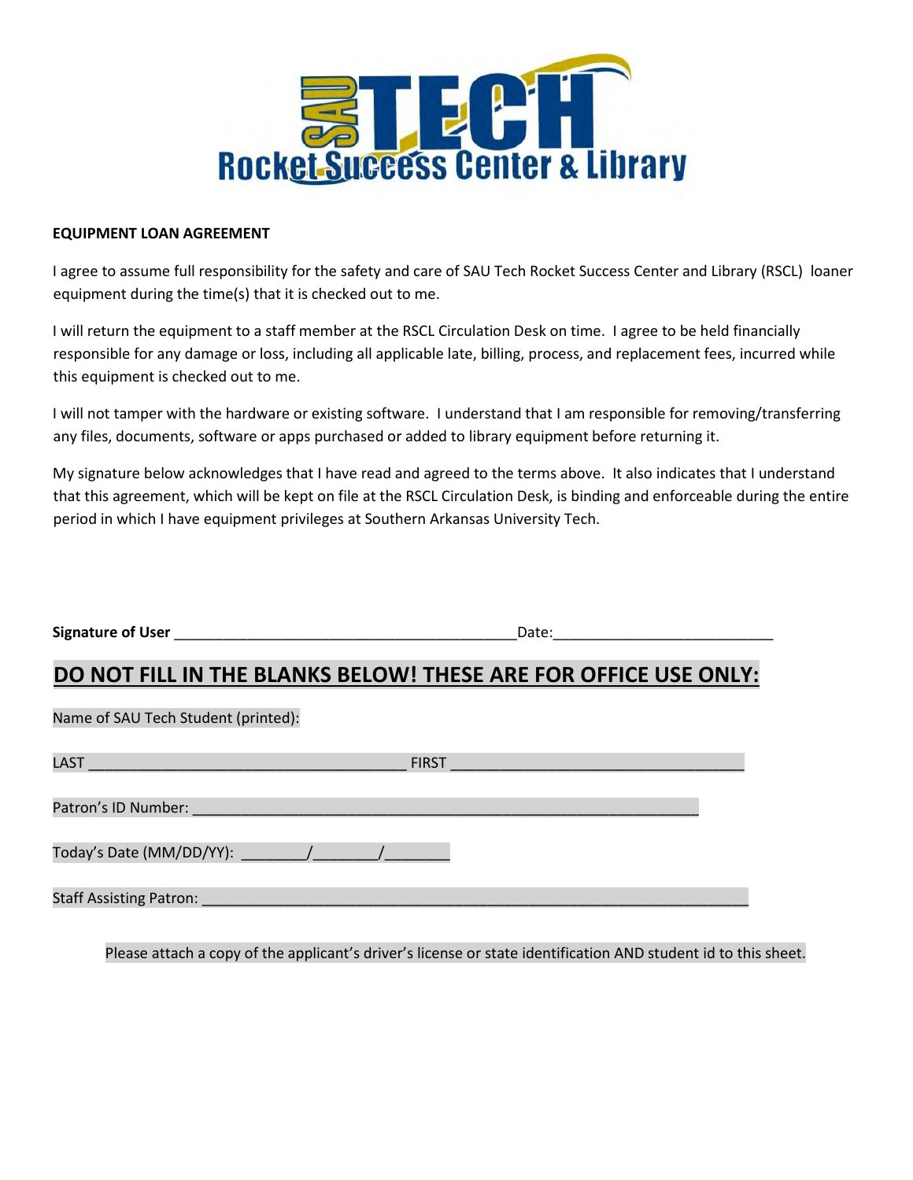SAU TECH Rocket Success Center & Library

**EQUIPMENT LOAN AGREEMENT**

I agree to assume full responsibility for the safety and care of SAU Tech Rocket Success Center and Library (RSCL) loaner equipment during the time(s) that it is checked out to me.

I will return the equipment to a staff member at the RSCL Circulation Desk on time. I agree to be held financially responsible for any damage or loss, including all applicable late, billing, process, and replacement fees, incurred while this equipment is checked out to me.

I will not tamper with the hardware or existing software. I understand that I am responsible for removing/transferring any files, documents, software or apps purchased or added to library equipment before returning it.

My signature below acknowledges that I have read and agreed to the terms above. It also indicates that I understand that this agreement, which will be kept on file at the RSCL Circulation Desk, is binding and enforceable during the entire period in which I have equipment privileges at Southern Arkansas University Tech.

**Signature of User** ___________________________________________ Date:___________________________

## DO NOT FILL IN THE BLANKS BELOW! THESE ARE FOR OFFICE USE ONLY:

Name of SAU Tech Student (printed):

LAST _______________________________________ FIRST ____________________________________

Patron's ID Number: ______________________________________________________________

Today's Date (MM/DD/YY): ________/________/________

Staff Assisting Patron: ___________________________________________________________________

Please attach a copy of the applicant's driver's license or state identification AND student id to this sheet.